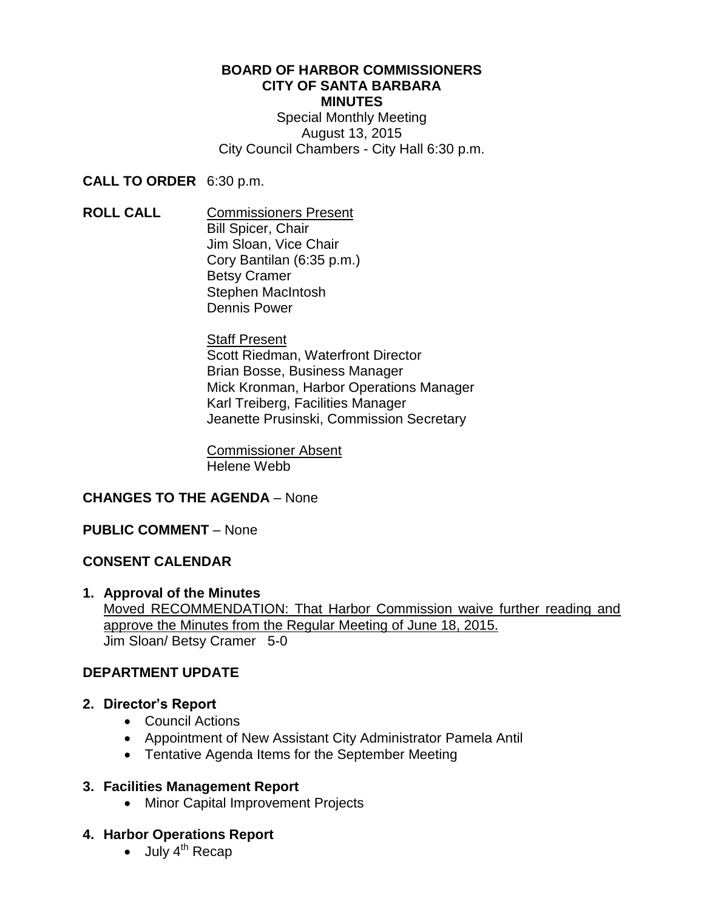# BOARD OF HARBOR COMMISSIONERS
## CITY OF SANTA BARBARA
## MINUTES

Special Monthly Meeting
August 13, 2015
City Council Chambers - City Hall 6:30 p.m.

**CALL TO ORDER** 6:30 p.m.

**ROLL CALL**

Commissioners Present
Bill Spicer, Chair
Jim Sloan, Vice Chair
Cory Bantilan (6:35 p.m.)
Betsy Cramer
Stephen MacIntosh
Dennis Power

Staff Present
Scott Riedman, Waterfront Director
Brian Bosse, Business Manager
Mick Kronman, Harbor Operations Manager
Karl Treiberg, Facilities Manager
Jeanette Prusinski, Commission Secretary

Commissioner Absent
Helene Webb

**CHANGES TO THE AGENDA** – None

**PUBLIC COMMENT** – None

**CONSENT CALENDAR**

**1. Approval of the Minutes**
Moved RECOMMENDATION: That Harbor Commission waive further reading and approve the Minutes from the Regular Meeting of June 18, 2015.
Jim Sloan/ Betsy Cramer 5-0

**DEPARTMENT UPDATE**

**2. Director's Report**

- Council Actions
- Appointment of New Assistant City Administrator Pamela Antil
- Tentative Agenda Items for the September Meeting

**3. Facilities Management Report**

- Minor Capital Improvement Projects

**4. Harbor Operations Report**

- July 4th Recap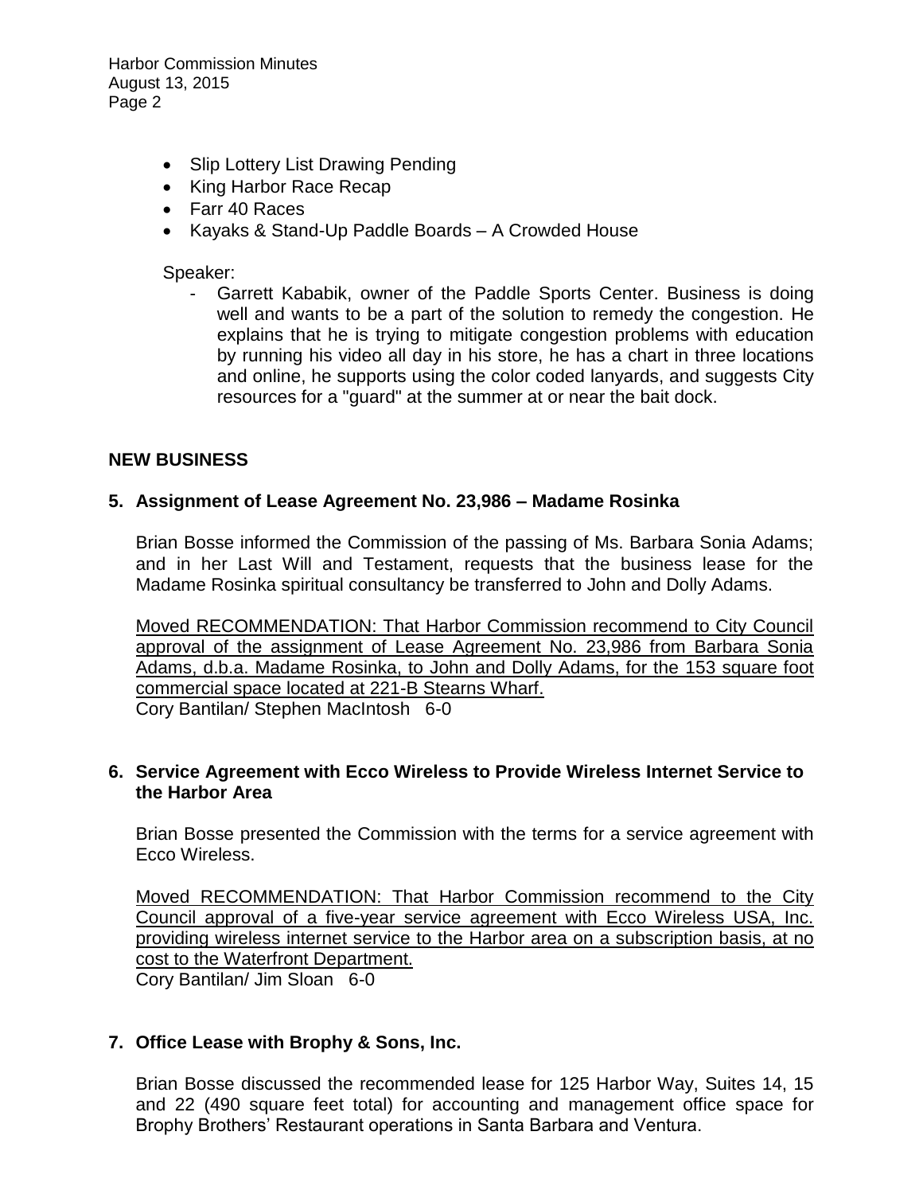- Slip Lottery List Drawing Pending
- King Harbor Race Recap
- Farr 40 Races
- Kayaks & Stand-Up Paddle Boards – A Crowded House

Speaker:

- Garrett Kababik, owner of the Paddle Sports Center. Business is doing well and wants to be a part of the solution to remedy the congestion. He explains that he is trying to mitigate congestion problems with education by running his video all day in his store, he has a chart in three locations and online, he supports using the color coded lanyards, and suggests City resources for a "guard" at the summer at or near the bait dock.

## NEW BUSINESS

### 5. Assignment of Lease Agreement No. 23,986 – Madame Rosinka

Brian Bosse informed the Commission of the passing of Ms. Barbara Sonia Adams; and in her Last Will and Testament, requests that the business lease for the Madame Rosinka spiritual consultancy be transferred to John and Dolly Adams.

Moved RECOMMENDATION: That Harbor Commission recommend to City Council approval of the assignment of Lease Agreement No. 23,986 from Barbara Sonia Adams, d.b.a. Madame Rosinka, to John and Dolly Adams, for the 153 square foot commercial space located at 221-B Stearns Wharf.
Cory Bantilan/ Stephen MacIntosh 6-0

### 6. Service Agreement with Ecco Wireless to Provide Wireless Internet Service to the Harbor Area

Brian Bosse presented the Commission with the terms for a service agreement with Ecco Wireless.

Moved RECOMMENDATION: That Harbor Commission recommend to the City Council approval of a five-year service agreement with Ecco Wireless USA, Inc. providing wireless internet service to the Harbor area on a subscription basis, at no cost to the Waterfront Department.
Cory Bantilan/ Jim Sloan 6-0

### 7. Office Lease with Brophy & Sons, Inc.

Brian Bosse discussed the recommended lease for 125 Harbor Way, Suites 14, 15 and 22 (490 square feet total) for accounting and management office space for Brophy Brothers' Restaurant operations in Santa Barbara and Ventura.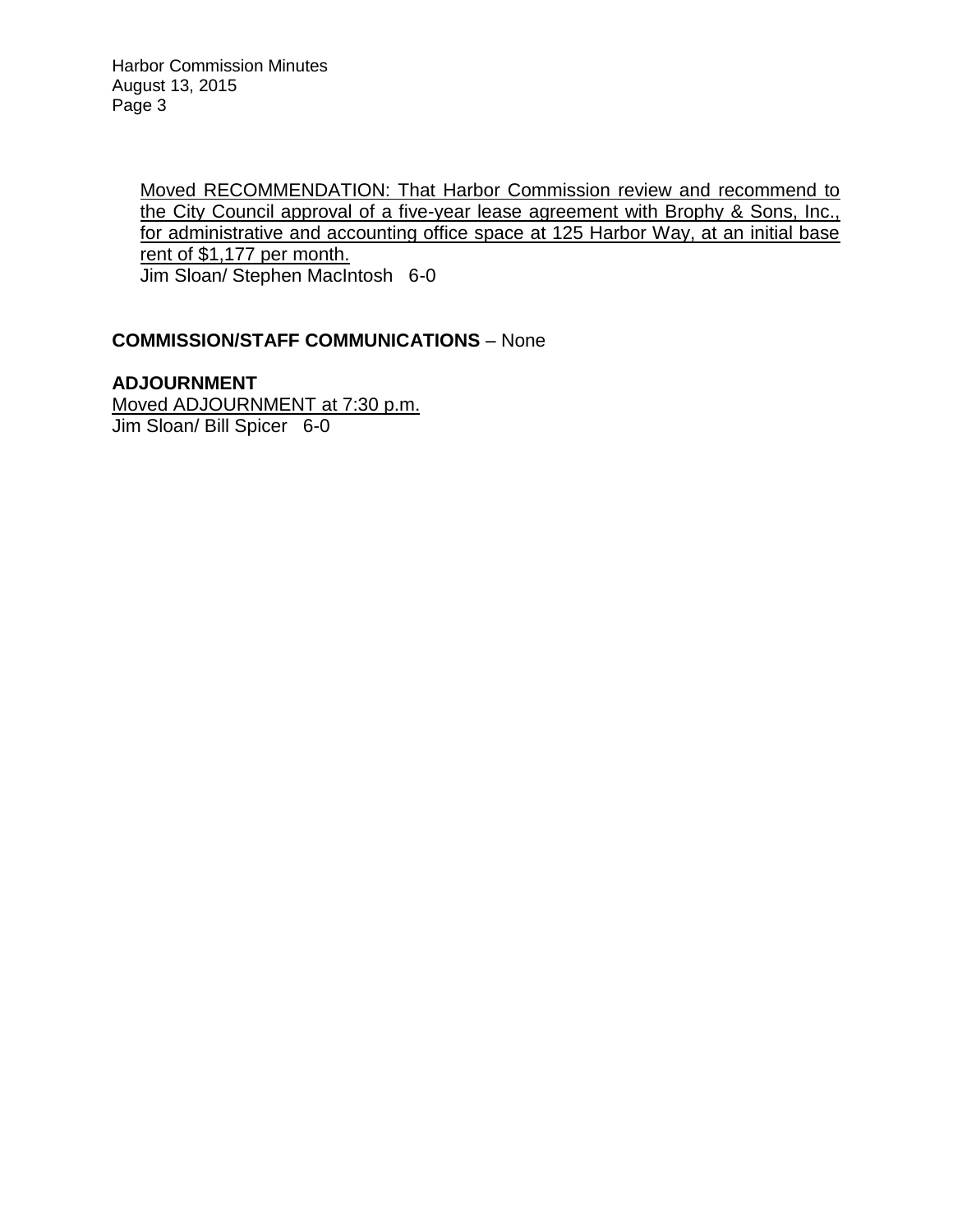Moved RECOMMENDATION: That Harbor Commission review and recommend to the City Council approval of a five-year lease agreement with Brophy & Sons, Inc., for administrative and accounting office space at 125 Harbor Way, at an initial base rent of $1,177 per month.
Jim Sloan/ Stephen MacIntosh 6-0

**COMMISSION/STAFF COMMUNICATIONS** – None

**ADJOURNMENT**
Moved ADJOURNMENT at 7:30 p.m.
Jim Sloan/ Bill Spicer 6-0